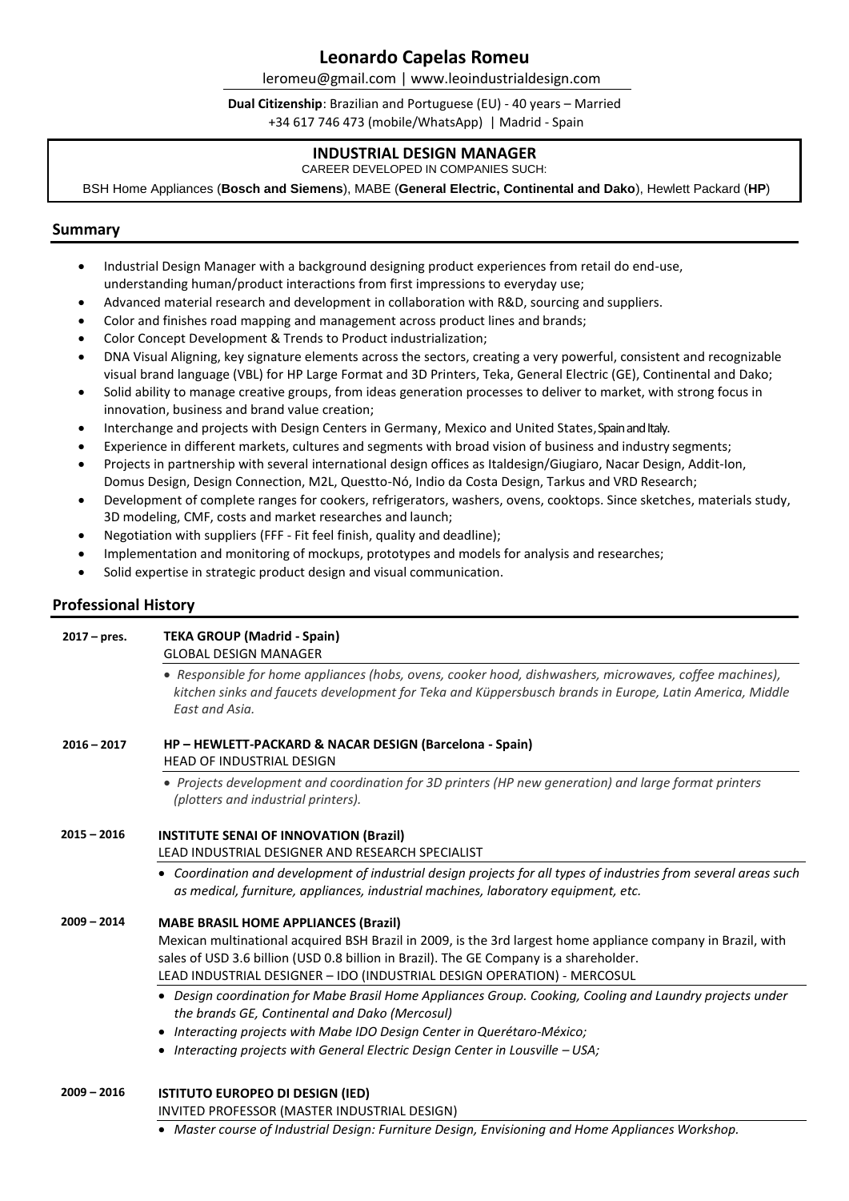# Leonardo Capelas Romeu

leromeu@gmail.com | www.leoindustrialdesign.com

**Dual Citizenship**: Brazilian and Portuguese (EU) - 40 years – Married

+34 617 746 473 (mobile/WhatsApp) | Madrid - Spain

**INDUSTRIAL DESIGN MANAGER**

CAREER DEVELOPED IN COMPANIES SUCH:

BSH Home Appliances (**Bosch and Siemens**), MABE (**General Electric, Continental and Dako**), Hewlett Packard (**HP**)

## Summary

- Industrial Design Manager with a background designing product experiences from retail do end-use, understanding human/product interactions from first impressions to everyday use;
- Advanced material research and development in collaboration with R&D, sourcing and suppliers.
- Color and finishes road mapping and management across product lines and brands;
- Color Concept Development & Trends to Product industrialization;
- DNA Visual Aligning, key signature elements across the sectors, creating a very powerful, consistent and recognizable visual brand language (VBL) for HP Large Format and 3D Printers, Teka, General Electric (GE), Continental and Dako;
- Solid ability to manage creative groups, from ideas generation processes to deliver to market, with strong focus in innovation, business and brand value creation;
- Interchange and projects with Design Centers in Germany, Mexico and United States, Spain and Italy.
- Experience in different markets, cultures and segments with broad vision of business and industry segments;
- Projects in partnership with several international design offices as Italdesign/Giugiaro, Nacar Design, Addit-Ion, Domus Design, Design Connection, M2L, Questto-Nó, Indio da Costa Design, Tarkus and VRD Research;
- Development of complete ranges for cookers, refrigerators, washers, ovens, cooktops. Since sketches, materials study, 3D modeling, CMF, costs and market researches and launch;
- Negotiation with suppliers (FFF - Fit feel finish, quality and deadline);
- Implementation and monitoring of mockups, prototypes and models for analysis and researches;
- Solid expertise in strategic product design and visual communication.

## Professional History

**2017 – pres.** — **TEKA GROUP (Madrid - Spain)**
GLOBAL DESIGN MANAGER

- *Responsible for home appliances (hobs, ovens, cooker hood, dishwashers, microwaves, coffee machines), kitchen sinks and faucets development for Teka and Küppersbusch brands in Europe, Latin America, Middle East and Asia.*

**2016 – 2017** — **HP – HEWLETT-PACKARD & NACAR DESIGN (Barcelona - Spain)**
HEAD OF INDUSTRIAL DESIGN

- *Projects development and coordination for 3D printers (HP new generation) and large format printers (plotters and industrial printers).*

**2015 – 2016** — **INSTITUTE SENAI OF INNOVATION (Brazil)**
LEAD INDUSTRIAL DESIGNER AND RESEARCH SPECIALIST

- *Coordination and development of industrial design projects for all types of industries from several areas such as medical, furniture, appliances, industrial machines, laboratory equipment, etc.*

**2009 – 2014** — **MABE BRASIL HOME APPLIANCES (Brazil)**
Mexican multinational acquired BSH Brazil in 2009, is the 3rd largest home appliance company in Brazil, with sales of USD 3.6 billion (USD 0.8 billion in Brazil). The GE Company is a shareholder.
LEAD INDUSTRIAL DESIGNER – IDO (INDUSTRIAL DESIGN OPERATION) - MERCOSUL

- *Design coordination for Mabe Brasil Home Appliances Group. Cooking, Cooling and Laundry projects under the brands GE, Continental and Dako (Mercosul)*
- *Interacting projects with Mabe IDO Design Center in Querétaro-México;*
- *Interacting projects with General Electric Design Center in Lousville – USA;*

**2009 – 2016** — **ISTITUTO EUROPEO DI DESIGN (IED)**
INVITED PROFESSOR (MASTER INDUSTRIAL DESIGN)

- *Master course of Industrial Design: Furniture Design, Envisioning and Home Appliances Workshop.*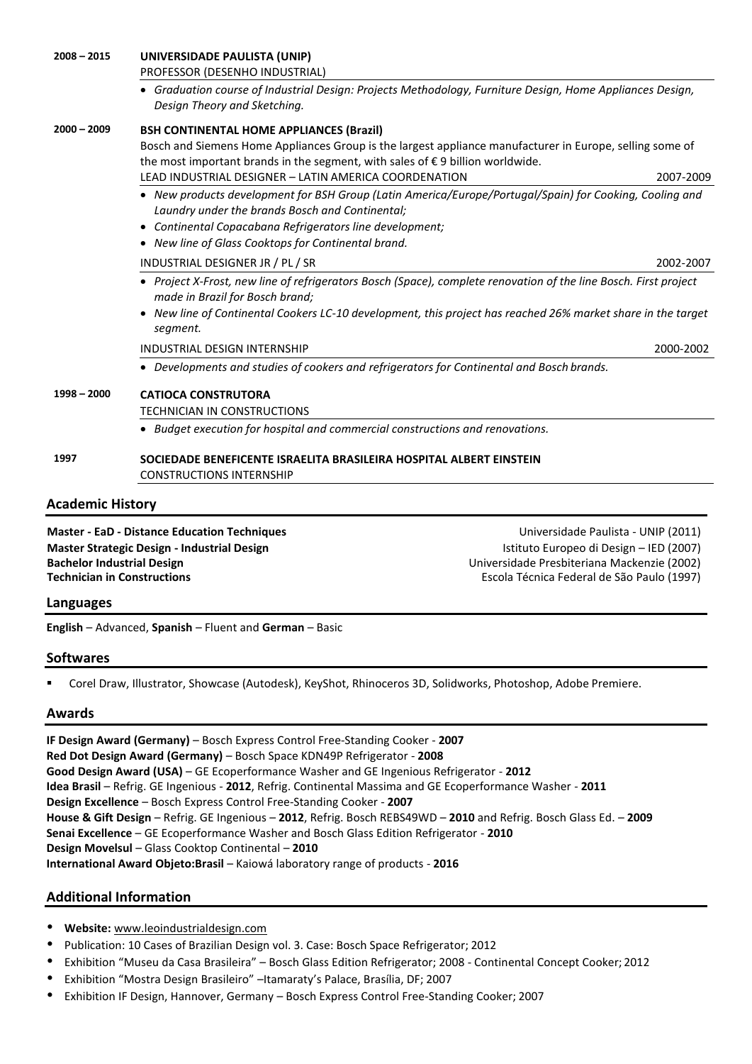**2008 – 2015** **UNIVERSIDADE PAULISTA (UNIP)**
PROFESSOR (DESENHO INDUSTRIAL)

- *Graduation course of Industrial Design: Projects Methodology, Furniture Design, Home Appliances Design, Design Theory and Sketching.*

**2000 – 2009** **BSH CONTINENTAL HOME APPLIANCES (Brazil)**
Bosch and Siemens Home Appliances Group is the largest appliance manufacturer in Europe, selling some of the most important brands in the segment, with sales of € 9 billion worldwide.

LEAD INDUSTRIAL DESIGNER – LATIN AMERICA COORDENATION — 2007-2009

- *New products development for BSH Group (Latin America/Europe/Portugal/Spain) for Cooking, Cooling and Laundry under the brands Bosch and Continental;*
- *Continental Copacabana Refrigerators line development;*
- *New line of Glass Cooktops for Continental brand.*

INDUSTRIAL DESIGNER JR / PL / SR — 2002-2007

- *Project X-Frost, new line of refrigerators Bosch (Space), complete renovation of the line Bosch. First project made in Brazil for Bosch brand;*
- *New line of Continental Cookers LC-10 development, this project has reached 26% market share in the target segment.*

INDUSTRIAL DESIGN INTERNSHIP — 2000-2002

- *Developments and studies of cookers and refrigerators for Continental and Bosch brands.*

**1998 – 2000** **CATIOCA CONSTRUTORA**
TECHNICIAN IN CONSTRUCTIONS

- *Budget execution for hospital and commercial constructions and renovations.*

**1997** **SOCIEDADE BENEFICENTE ISRAELITA BRASILEIRA HOSPITAL ALBERT EINSTEIN**
CONSTRUCTIONS INTERNSHIP

## Academic History

**Master - EaD - Distance Education Techniques** — Universidade Paulista - UNIP (2011)
**Master Strategic Design - Industrial Design** — Istituto Europeo di Design – IED (2007)
**Bachelor Industrial Design** — Universidade Presbiteriana Mackenzie (2002)
**Technician in Constructions** — Escola Técnica Federal de São Paulo (1997)

## Languages

**English** – Advanced, **Spanish** – Fluent and **German** – Basic

## Softwares

- Corel Draw, Illustrator, Showcase (Autodesk), KeyShot, Rhinoceros 3D, Solidworks, Photoshop, Adobe Premiere.

## Awards

**IF Design Award (Germany)** – Bosch Express Control Free-Standing Cooker - **2007**
**Red Dot Design Award (Germany)** – Bosch Space KDN49P Refrigerator - **2008**
**Good Design Award (USA)** – GE Ecoperformance Washer and GE Ingenious Refrigerator - **2012**
**Idea Brasil** – Refrig. GE Ingenious - **2012**, Refrig. Continental Massima and GE Ecoperformance Washer - **2011**
**Design Excellence** – Bosch Express Control Free-Standing Cooker - **2007**
**House & Gift Design** – Refrig. GE Ingenious – **2012**, Refrig. Bosch REBS49WD – **2010** and Refrig. Bosch Glass Ed. – **2009**
**Senai Excellence** – GE Ecoperformance Washer and Bosch Glass Edition Refrigerator - **2010**
**Design Movelsul** – Glass Cooktop Continental – **2010**
**International Award Objeto:Brasil** – Kaiowá laboratory range of products - **2016**

## Additional Information

- **Website:** www.leoindustrialdesign.com
- Publication: 10 Cases of Brazilian Design vol. 3. Case: Bosch Space Refrigerator; 2012
- Exhibition "Museu da Casa Brasileira" – Bosch Glass Edition Refrigerator; 2008 - Continental Concept Cooker; 2012
- Exhibition "Mostra Design Brasileiro" –Itamaraty's Palace, Brasília, DF; 2007
- Exhibition IF Design, Hannover, Germany – Bosch Express Control Free-Standing Cooker; 2007